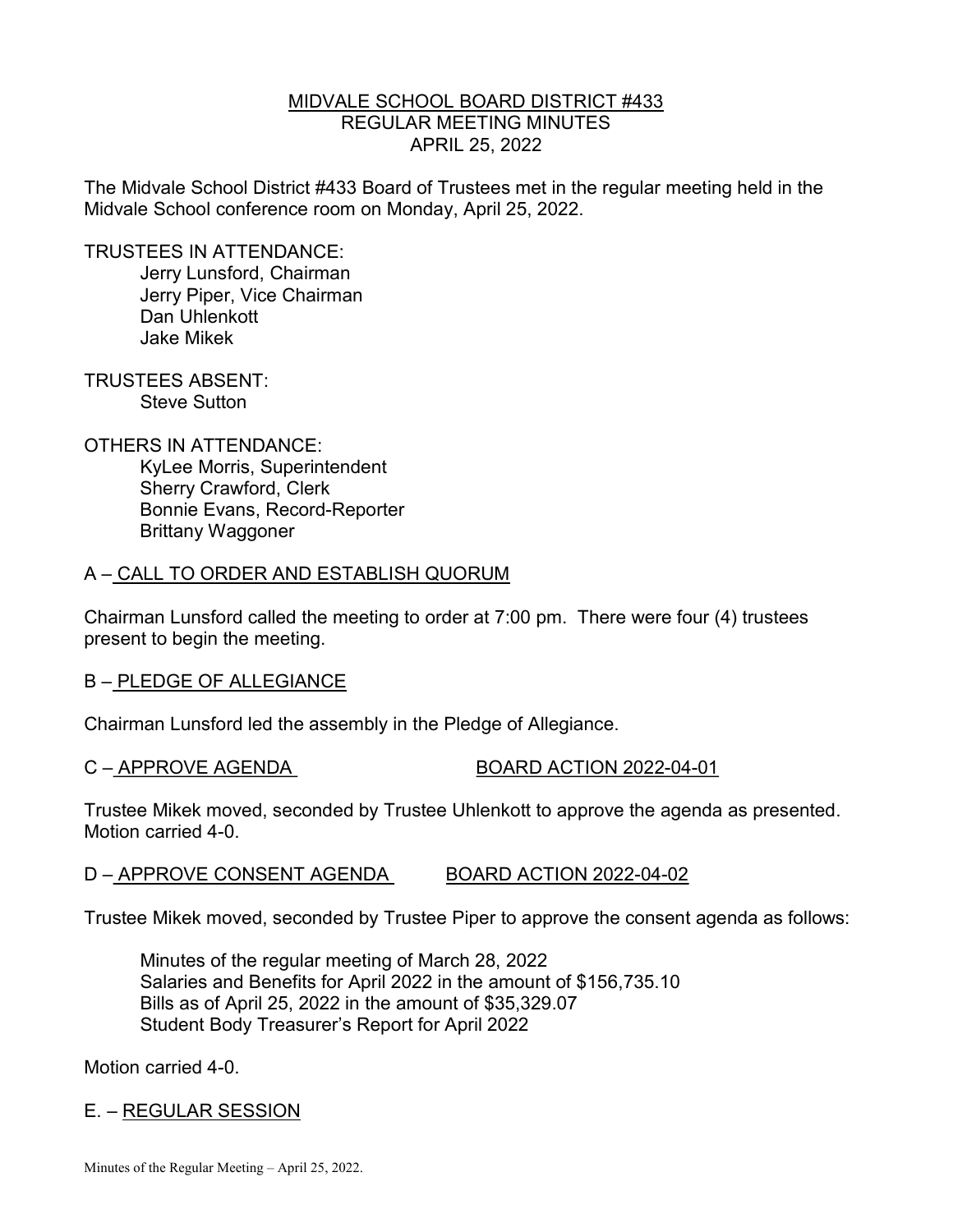# MIDVALE SCHOOL BOARD DISTRICT #433
## REGULAR MEETING MINUTES
## APRIL 25, 2022

The Midvale School District #433 Board of Trustees met in the regular meeting held in the Midvale School conference room on Monday, April 25, 2022.

TRUSTEES IN ATTENDANCE:
- Jerry Lunsford, Chairman
- Jerry Piper, Vice Chairman
- Dan Uhlenkott
- Jake Mikek

TRUSTEES ABSENT:
- Steve Sutton

OTHERS IN ATTENDANCE:
- KyLee Morris, Superintendent
- Sherry Crawford, Clerk
- Bonnie Evans, Record-Reporter
- Brittany Waggoner

## A – CALL TO ORDER AND ESTABLISH QUORUM

Chairman Lunsford called the meeting to order at 7:00 pm. There were four (4) trustees present to begin the meeting.

## B – PLEDGE OF ALLEGIANCE

Chairman Lunsford led the assembly in the Pledge of Allegiance.

## C – APPROVE AGENDA BOARD ACTION 2022-04-01

Trustee Mikek moved, seconded by Trustee Uhlenkott to approve the agenda as presented. Motion carried 4-0.

## D – APPROVE CONSENT AGENDA BOARD ACTION 2022-04-02

Trustee Mikek moved, seconded by Trustee Piper to approve the consent agenda as follows:

- Minutes of the regular meeting of March 28, 2022
- Salaries and Benefits for April 2022 in the amount of $156,735.10
- Bills as of April 25, 2022 in the amount of $35,329.07
- Student Body Treasurer's Report for April 2022

Motion carried 4-0.

## E. – REGULAR SESSION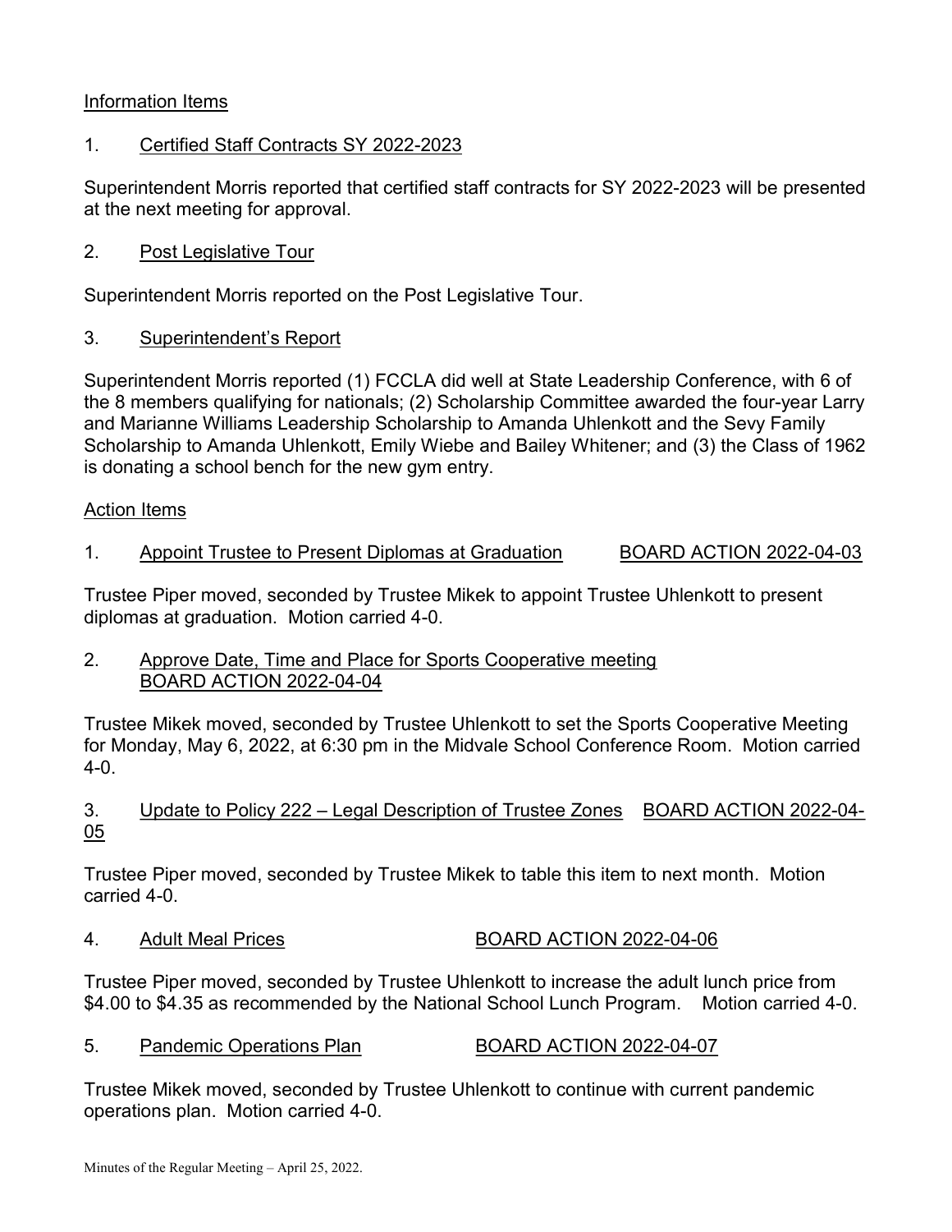Information Items

1. Certified Staff Contracts SY 2022-2023

Superintendent Morris reported that certified staff contracts for SY 2022-2023 will be presented at the next meeting for approval.

2. Post Legislative Tour

Superintendent Morris reported on the Post Legislative Tour.

3. Superintendent's Report

Superintendent Morris reported (1) FCCLA did well at State Leadership Conference, with 6 of the 8 members qualifying for nationals; (2) Scholarship Committee awarded the four-year Larry and Marianne Williams Leadership Scholarship to Amanda Uhlenkott and the Sevy Family Scholarship to Amanda Uhlenkott, Emily Wiebe and Bailey Whitener; and (3) the Class of 1962 is donating a school bench for the new gym entry.

Action Items

1. Appoint Trustee to Present Diplomas at Graduation BOARD ACTION 2022-04-03

Trustee Piper moved, seconded by Trustee Mikek to appoint Trustee Uhlenkott to present diplomas at graduation. Motion carried 4-0.

2. Approve Date, Time and Place for Sports Cooperative meeting BOARD ACTION 2022-04-04

Trustee Mikek moved, seconded by Trustee Uhlenkott to set the Sports Cooperative Meeting for Monday, May 6, 2022, at 6:30 pm in the Midvale School Conference Room. Motion carried 4-0.

3. Update to Policy 222 – Legal Description of Trustee Zones BOARD ACTION 2022-04-05

Trustee Piper moved, seconded by Trustee Mikek to table this item to next month. Motion carried 4-0.

4. Adult Meal Prices BOARD ACTION 2022-04-06

Trustee Piper moved, seconded by Trustee Uhlenkott to increase the adult lunch price from $4.00 to $4.35 as recommended by the National School Lunch Program. Motion carried 4-0.

5. Pandemic Operations Plan BOARD ACTION 2022-04-07

Trustee Mikek moved, seconded by Trustee Uhlenkott to continue with current pandemic operations plan. Motion carried 4-0.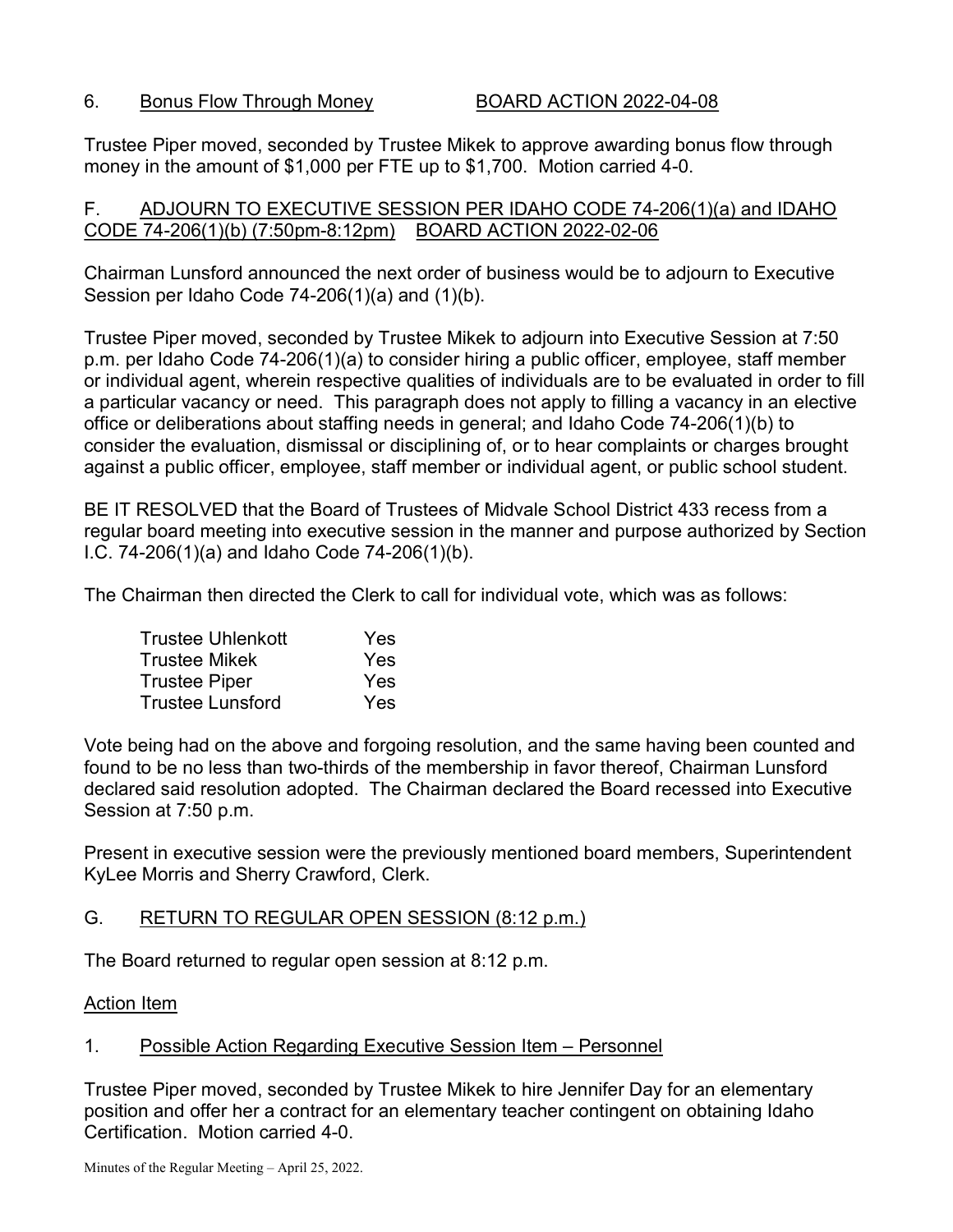6. Bonus Flow Through Money BOARD ACTION 2022-04-08

Trustee Piper moved, seconded by Trustee Mikek to approve awarding bonus flow through money in the amount of $1,000 per FTE up to $1,700. Motion carried 4-0.

F. ADJOURN TO EXECUTIVE SESSION PER IDAHO CODE 74-206(1)(a) and IDAHO CODE 74-206(1)(b) (7:50pm-8:12pm) BOARD ACTION 2022-02-06

Chairman Lunsford announced the next order of business would be to adjourn to Executive Session per Idaho Code 74-206(1)(a) and (1)(b).

Trustee Piper moved, seconded by Trustee Mikek to adjourn into Executive Session at 7:50 p.m. per Idaho Code 74-206(1)(a) to consider hiring a public officer, employee, staff member or individual agent, wherein respective qualities of individuals are to be evaluated in order to fill a particular vacancy or need. This paragraph does not apply to filling a vacancy in an elective office or deliberations about staffing needs in general; and Idaho Code 74-206(1)(b) to consider the evaluation, dismissal or disciplining of, or to hear complaints or charges brought against a public officer, employee, staff member or individual agent, or public school student.

BE IT RESOLVED that the Board of Trustees of Midvale School District 433 recess from a regular board meeting into executive session in the manner and purpose authorized by Section I.C. 74-206(1)(a) and Idaho Code 74-206(1)(b).

The Chairman then directed the Clerk to call for individual vote, which was as follows:

| | |
|---|---|
| Trustee Uhlenkott | Yes |
| Trustee Mikek | Yes |
| Trustee Piper | Yes |
| Trustee Lunsford | Yes |

Vote being had on the above and forgoing resolution, and the same having been counted and found to be no less than two-thirds of the membership in favor thereof, Chairman Lunsford declared said resolution adopted. The Chairman declared the Board recessed into Executive Session at 7:50 p.m.

Present in executive session were the previously mentioned board members, Superintendent KyLee Morris and Sherry Crawford, Clerk.

G. RETURN TO REGULAR OPEN SESSION (8:12 p.m.)

The Board returned to regular open session at 8:12 p.m.

Action Item

1. Possible Action Regarding Executive Session Item – Personnel

Trustee Piper moved, seconded by Trustee Mikek to hire Jennifer Day for an elementary position and offer her a contract for an elementary teacher contingent on obtaining Idaho Certification. Motion carried 4-0.

Minutes of the Regular Meeting – April 25, 2022.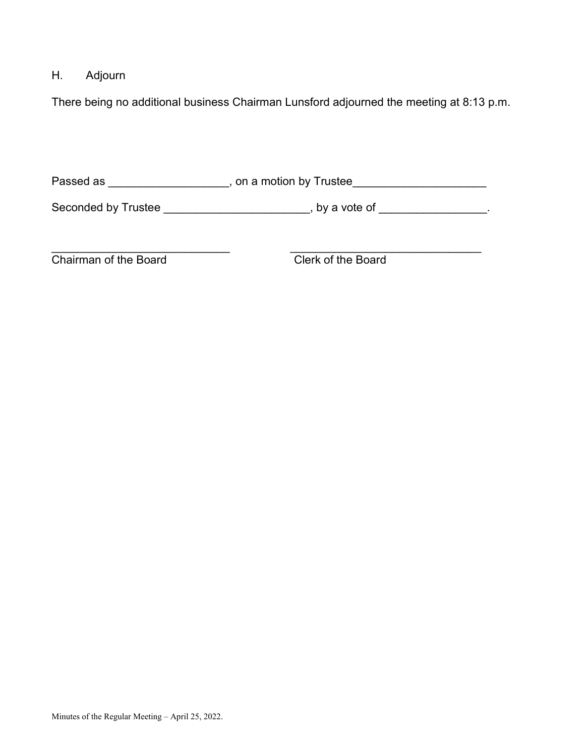## H. Adjourn

There being no additional business Chairman Lunsford adjourned the meeting at 8:13 p.m.

Passed as ___________________, on a motion by Trustee_____________________

Seconded by Trustee _______________________, by a vote of _________________.

_____________________________ _______________________________

Chairman of the Board Clerk of the Board

Minutes of the Regular Meeting – April 25, 2022.